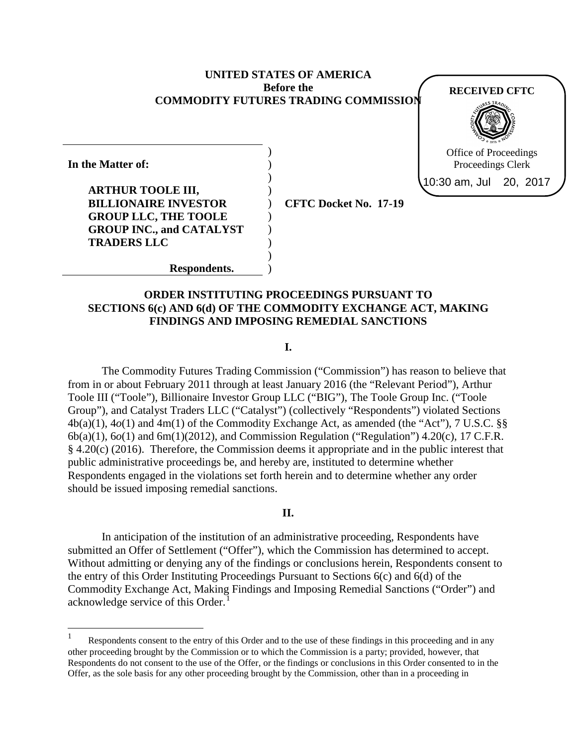**UNITED STATES OF AMERICA**
**Before the**
**COMMODITY FUTURES TRADING COMMISSION**

RECEIVED CFTC
Office of Proceedings
Proceedings Clerk
10:30 am, Jul 20, 2017

**In the Matter of:**

**ARTHUR TOOLE III, BILLIONAIRE INVESTOR GROUP LLC, THE TOOLE GROUP INC., and CATALYST TRADERS LLC**

**Respondents.**

**CFTC Docket No. 17-19**

## ORDER INSTITUTING PROCEEDINGS PURSUANT TO SECTIONS 6(c) AND 6(d) OF THE COMMODITY EXCHANGE ACT, MAKING FINDINGS AND IMPOSING REMEDIAL SANCTIONS

### I.

The Commodity Futures Trading Commission ("Commission") has reason to believe that from in or about February 2011 through at least January 2016 (the "Relevant Period"), Arthur Toole III ("Toole"), Billionaire Investor Group LLC ("BIG"), The Toole Group Inc. ("Toole Group"), and Catalyst Traders LLC ("Catalyst") (collectively "Respondents") violated Sections 4b(a)(1), 4*o*(1) and 4m(1) of the Commodity Exchange Act, as amended (the "Act"), 7 U.S.C. §§ 6b(a)(1), 6*o*(1) and 6m(1)(2012), and Commission Regulation ("Regulation") 4.20(c), 17 C.F.R. § 4.20(c) (2016). Therefore, the Commission deems it appropriate and in the public interest that public administrative proceedings be, and hereby are, instituted to determine whether Respondents engaged in the violations set forth herein and to determine whether any order should be issued imposing remedial sanctions.

### II.

In anticipation of the institution of an administrative proceeding, Respondents have submitted an Offer of Settlement ("Offer"), which the Commission has determined to accept. Without admitting or denying any of the findings or conclusions herein, Respondents consent to the entry of this Order Instituting Proceedings Pursuant to Sections 6(c) and 6(d) of the Commodity Exchange Act, Making Findings and Imposing Remedial Sanctions ("Order") and acknowledge service of this Order.[1]

[1] Respondents consent to the entry of this Order and to the use of these findings in this proceeding and in any other proceeding brought by the Commission or to which the Commission is a party; provided, however, that Respondents do not consent to the use of the Offer, or the findings or conclusions in this Order consented to in the Offer, as the sole basis for any other proceeding brought by the Commission, other than in a proceeding in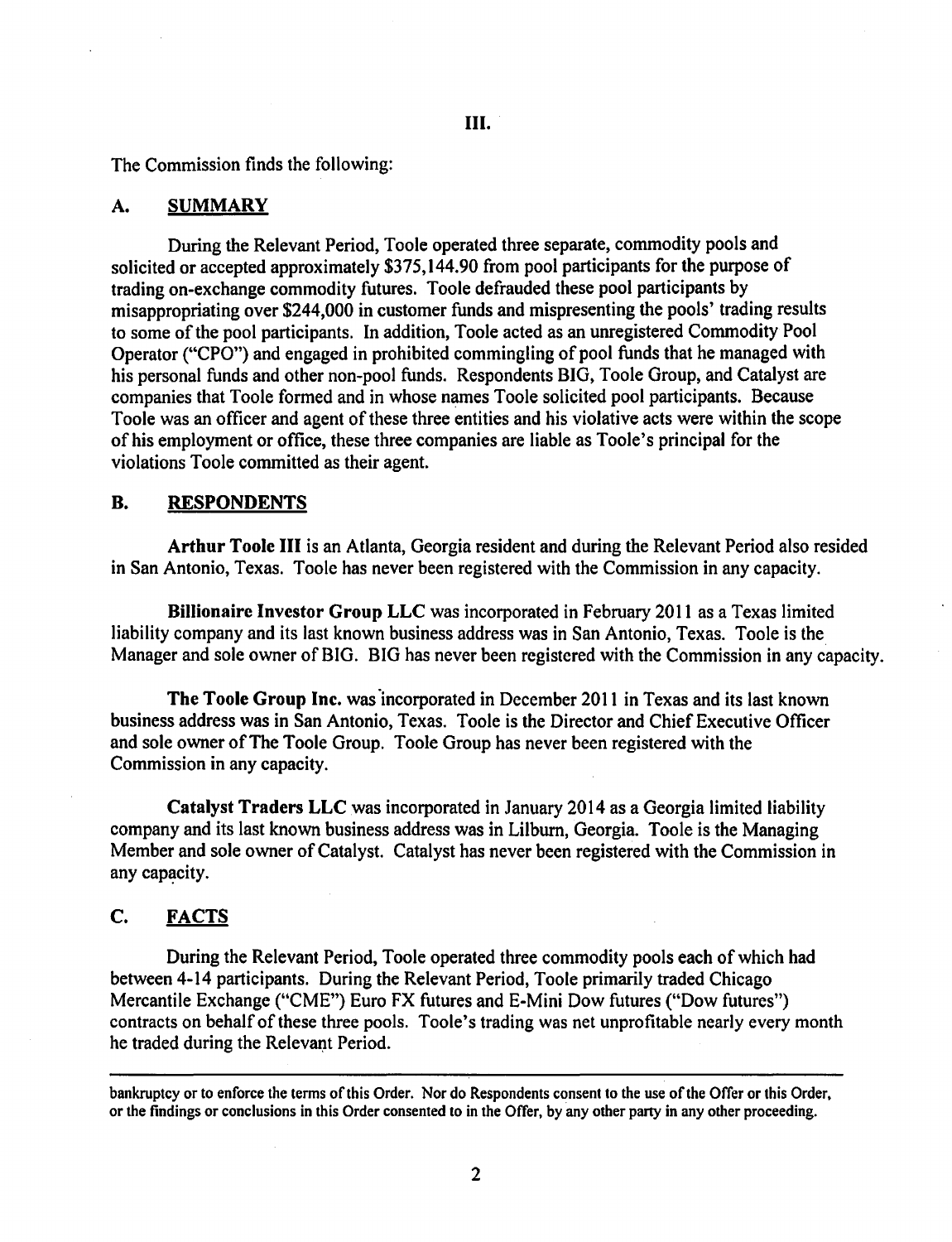# III.

The Commission finds the following:

## A. SUMMARY

During the Relevant Period, Toole operated three separate, commodity pools and solicited or accepted approximately $375,144.90 from pool participants for the purpose of trading on-exchange commodity futures. Toole defrauded these pool participants by misappropriating over $244,000 in customer funds and mispresenting the pools' trading results to some of the pool participants. In addition, Toole acted as an unregistered Commodity Pool Operator ("CPO") and engaged in prohibited commingling of pool funds that he managed with his personal funds and other non-pool funds. Respondents BIG, Toole Group, and Catalyst are companies that Toole formed and in whose names Toole solicited pool participants. Because Toole was an officer and agent of these three entities and his violative acts were within the scope of his employment or office, these three companies are liable as Toole's principal for the violations Toole committed as their agent.

## B. RESPONDENTS

**Arthur Toole III** is an Atlanta, Georgia resident and during the Relevant Period also resided in San Antonio, Texas. Toole has never been registered with the Commission in any capacity.

**Billionaire Investor Group LLC** was incorporated in February 2011 as a Texas limited liability company and its last known business address was in San Antonio, Texas. Toole is the Manager and sole owner of BIG. BIG has never been registered with the Commission in any capacity.

**The Toole Group Inc.** was incorporated in December 2011 in Texas and its last known business address was in San Antonio, Texas. Toole is the Director and Chief Executive Officer and sole owner of The Toole Group. Toole Group has never been registered with the Commission in any capacity.

**Catalyst Traders LLC** was incorporated in January 2014 as a Georgia limited liability company and its last known business address was in Lilburn, Georgia. Toole is the Managing Member and sole owner of Catalyst. Catalyst has never been registered with the Commission in any capacity.

## C. FACTS

During the Relevant Period, Toole operated three commodity pools each of which had between 4-14 participants. During the Relevant Period, Toole primarily traded Chicago Mercantile Exchange ("CME") Euro FX futures and E-Mini Dow futures ("Dow futures") contracts on behalf of these three pools. Toole's trading was net unprofitable nearly every month he traded during the Relevant Period.

---

bankruptcy or to enforce the terms of this Order. Nor do Respondents consent to the use of the Offer or this Order, or the findings or conclusions in this Order consented to in the Offer, by any other party in any other proceeding.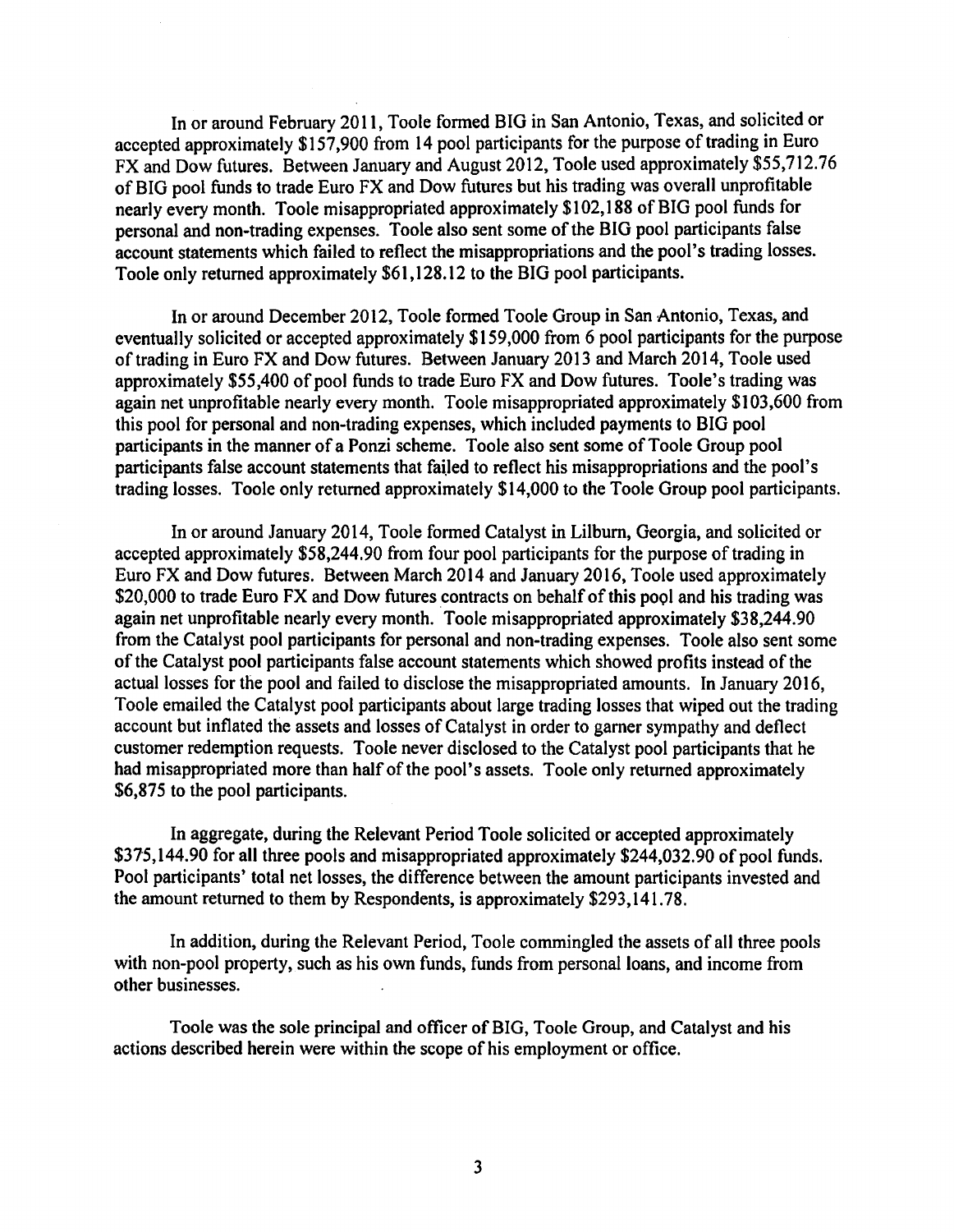In or around February 2011, Toole formed BIG in San Antonio, Texas, and solicited or accepted approximately $157,900 from 14 pool participants for the purpose of trading in Euro FX and Dow futures. Between January and August 2012, Toole used approximately $55,712.76 of BIG pool funds to trade Euro FX and Dow futures but his trading was overall unprofitable nearly every month. Toole misappropriated approximately $102,188 of BIG pool funds for personal and non-trading expenses. Toole also sent some of the BIG pool participants false account statements which failed to reflect the misappropriations and the pool's trading losses. Toole only returned approximately $61,128.12 to the BIG pool participants.

In or around December 2012, Toole formed Toole Group in San Antonio, Texas, and eventually solicited or accepted approximately $159,000 from 6 pool participants for the purpose of trading in Euro FX and Dow futures. Between January 2013 and March 2014, Toole used approximately $55,400 of pool funds to trade Euro FX and Dow futures. Toole's trading was again net unprofitable nearly every month. Toole misappropriated approximately $103,600 from this pool for personal and non-trading expenses, which included payments to BIG pool participants in the manner of a Ponzi scheme. Toole also sent some of Toole Group pool participants false account statements that failed to reflect his misappropriations and the pool's trading losses. Toole only returned approximately $14,000 to the Toole Group pool participants.

In or around January 2014, Toole formed Catalyst in Lilburn, Georgia, and solicited or accepted approximately $58,244.90 from four pool participants for the purpose of trading in Euro FX and Dow futures. Between March 2014 and January 2016, Toole used approximately $20,000 to trade Euro FX and Dow futures contracts on behalf of this pool and his trading was again net unprofitable nearly every month. Toole misappropriated approximately $38,244.90 from the Catalyst pool participants for personal and non-trading expenses. Toole also sent some of the Catalyst pool participants false account statements which showed profits instead of the actual losses for the pool and failed to disclose the misappropriated amounts. In January 2016, Toole emailed the Catalyst pool participants about large trading losses that wiped out the trading account but inflated the assets and losses of Catalyst in order to garner sympathy and deflect customer redemption requests. Toole never disclosed to the Catalyst pool participants that he had misappropriated more than half of the pool's assets. Toole only returned approximately $6,875 to the pool participants.

In aggregate, during the Relevant Period Toole solicited or accepted approximately $375,144.90 for all three pools and misappropriated approximately $244,032.90 of pool funds. Pool participants' total net losses, the difference between the amount participants invested and the amount returned to them by Respondents, is approximately $293,141.78.

In addition, during the Relevant Period, Toole commingled the assets of all three pools with non-pool property, such as his own funds, funds from personal loans, and income from other businesses.

Toole was the sole principal and officer of BIG, Toole Group, and Catalyst and his actions described herein were within the scope of his employment or office.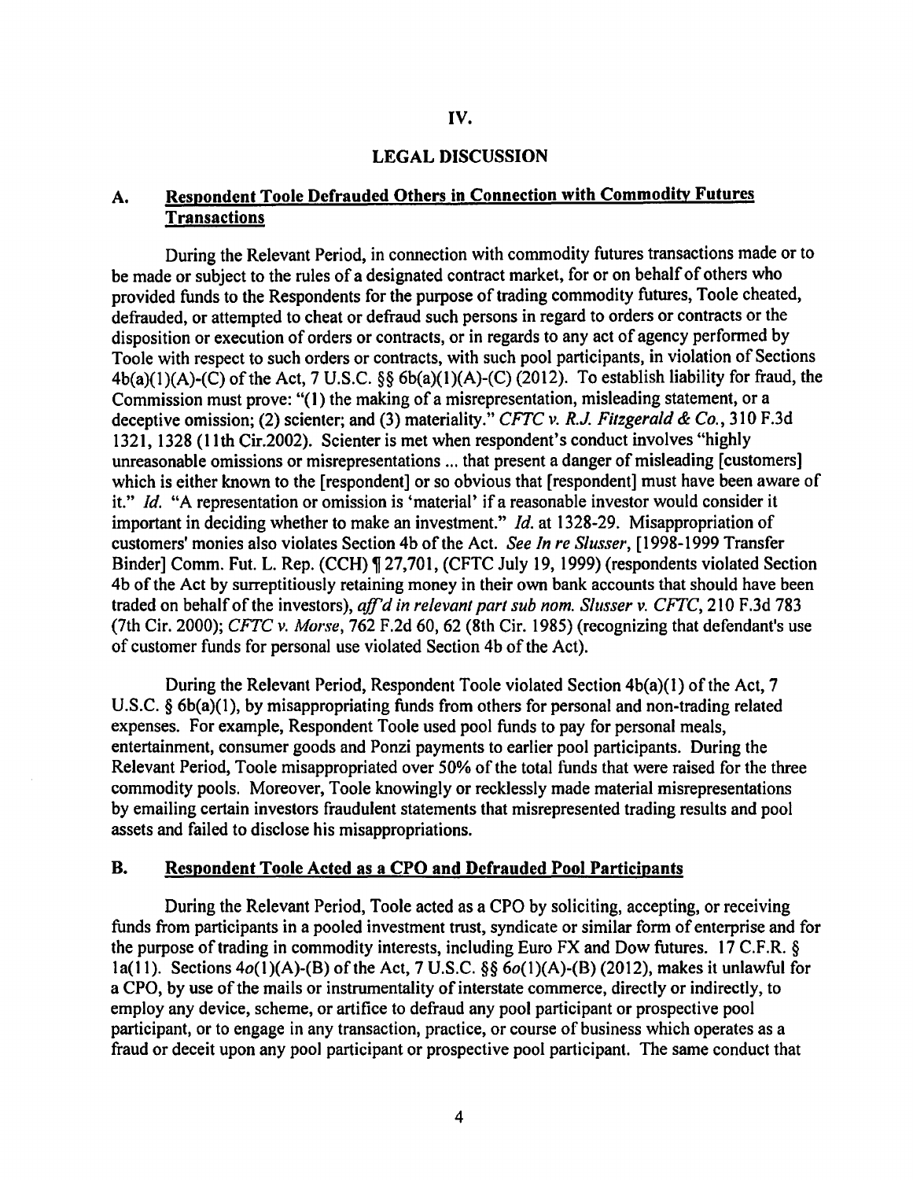# IV.

# LEGAL DISCUSSION

## A. Respondent Toole Defrauded Others in Connection with Commodity Futures Transactions

During the Relevant Period, in connection with commodity futures transactions made or to be made or subject to the rules of a designated contract market, for or on behalf of others who provided funds to the Respondents for the purpose of trading commodity futures, Toole cheated, defrauded, or attempted to cheat or defraud such persons in regard to orders or contracts or the disposition or execution of orders or contracts, or in regards to any act of agency performed by Toole with respect to such orders or contracts, with such pool participants, in violation of Sections 4b(a)(1)(A)-(C) of the Act, 7 U.S.C. §§ 6b(a)(1)(A)-(C) (2012). To establish liability for fraud, the Commission must prove: "(1) the making of a misrepresentation, misleading statement, or a deceptive omission; (2) scienter; and (3) materiality." *CFTC v. R.J. Fitzgerald & Co.*, 310 F.3d 1321, 1328 (11th Cir.2002). Scienter is met when respondent's conduct involves "highly unreasonable omissions or misrepresentations ... that present a danger of misleading [customers] which is either known to the [respondent] or so obvious that [respondent] must have been aware of it." *Id.* "A representation or omission is 'material' if a reasonable investor would consider it important in deciding whether to make an investment." *Id.* at 1328-29. Misappropriation of customers' monies also violates Section 4b of the Act. *See In re Slusser*, [1998-1999 Transfer Binder] Comm. Fut. L. Rep. (CCH) ¶ 27,701, (CFTC July 19, 1999) (respondents violated Section 4b of the Act by surreptitiously retaining money in their own bank accounts that should have been traded on behalf of the investors), *aff'd in relevant part sub nom. Slusser v. CFTC*, 210 F.3d 783 (7th Cir. 2000); *CFTC v. Morse*, 762 F.2d 60, 62 (8th Cir. 1985) (recognizing that defendant's use of customer funds for personal use violated Section 4b of the Act).

During the Relevant Period, Respondent Toole violated Section 4b(a)(1) of the Act, 7 U.S.C. § 6b(a)(1), by misappropriating funds from others for personal and non-trading related expenses. For example, Respondent Toole used pool funds to pay for personal meals, entertainment, consumer goods and Ponzi payments to earlier pool participants. During the Relevant Period, Toole misappropriated over 50% of the total funds that were raised for the three commodity pools. Moreover, Toole knowingly or recklessly made material misrepresentations by emailing certain investors fraudulent statements that misrepresented trading results and pool assets and failed to disclose his misappropriations.

## B. Respondent Toole Acted as a CPO and Defrauded Pool Participants

During the Relevant Period, Toole acted as a CPO by soliciting, accepting, or receiving funds from participants in a pooled investment trust, syndicate or similar form of enterprise and for the purpose of trading in commodity interests, including Euro FX and Dow futures. 17 C.F.R. § 1a(11). Sections 4*o*(1)(A)-(B) of the Act, 7 U.S.C. §§ 6*o*(1)(A)-(B) (2012), makes it unlawful for a CPO, by use of the mails or instrumentality of interstate commerce, directly or indirectly, to employ any device, scheme, or artifice to defraud any pool participant or prospective pool participant, or to engage in any transaction, practice, or course of business which operates as a fraud or deceit upon any pool participant or prospective pool participant. The same conduct that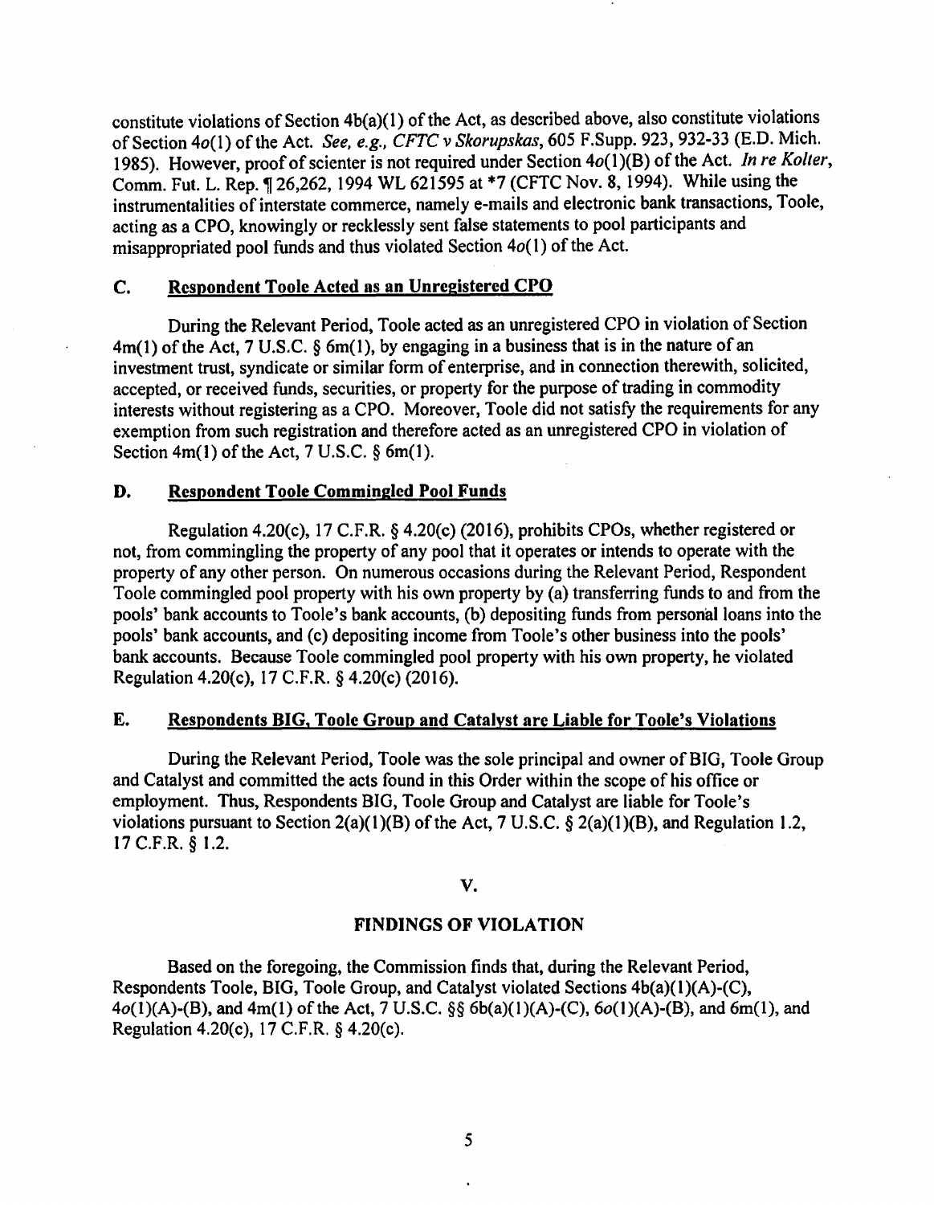constitute violations of Section 4b(a)(1) of the Act, as described above, also constitute violations of Section 4*o*(1) of the Act. *See, e.g., CFTC v Skorupskas*, 605 F.Supp. 923, 932-33 (E.D. Mich. 1985). However, proof of scienter is not required under Section 4*o*(1)(B) of the Act. *In re Kolter*, Comm. Fut. L. Rep. ¶ 26,262, 1994 WL 621595 at *7 (CFTC Nov. 8, 1994). While using the instrumentalities of interstate commerce, namely e-mails and electronic bank transactions, Toole, acting as a CPO, knowingly or recklessly sent false statements to pool participants and misappropriated pool funds and thus violated Section 4*o*(1) of the Act.

### C. Respondent Toole Acted as an Unregistered CPO

During the Relevant Period, Toole acted as an unregistered CPO in violation of Section 4m(1) of the Act, 7 U.S.C. § 6m(1), by engaging in a business that is in the nature of an investment trust, syndicate or similar form of enterprise, and in connection therewith, solicited, accepted, or received funds, securities, or property for the purpose of trading in commodity interests without registering as a CPO. Moreover, Toole did not satisfy the requirements for any exemption from such registration and therefore acted as an unregistered CPO in violation of Section 4m(1) of the Act, 7 U.S.C. § 6m(1).

### D. Respondent Toole Commingled Pool Funds

Regulation 4.20(c), 17 C.F.R. § 4.20(c) (2016), prohibits CPOs, whether registered or not, from commingling the property of any pool that it operates or intends to operate with the property of any other person. On numerous occasions during the Relevant Period, Respondent Toole commingled pool property with his own property by (a) transferring funds to and from the pools' bank accounts to Toole's bank accounts, (b) depositing funds from personal loans into the pools' bank accounts, and (c) depositing income from Toole's other business into the pools' bank accounts. Because Toole commingled pool property with his own property, he violated Regulation 4.20(c), 17 C.F.R. § 4.20(c) (2016).

### E. Respondents BIG, Toole Group and Catalyst are Liable for Toole's Violations

During the Relevant Period, Toole was the sole principal and owner of BIG, Toole Group and Catalyst and committed the acts found in this Order within the scope of his office or employment. Thus, Respondents BIG, Toole Group and Catalyst are liable for Toole's violations pursuant to Section 2(a)(1)(B) of the Act, 7 U.S.C. § 2(a)(1)(B), and Regulation 1.2, 17 C.F.R. § 1.2.

## V.

## FINDINGS OF VIOLATION

Based on the foregoing, the Commission finds that, during the Relevant Period, Respondents Toole, BIG, Toole Group, and Catalyst violated Sections 4b(a)(1)(A)-(C), 4*o*(1)(A)-(B), and 4m(1) of the Act, 7 U.S.C. §§ 6b(a)(1)(A)-(C), 6*o*(1)(A)-(B), and 6m(1), and Regulation 4.20(c), 17 C.F.R. § 4.20(c).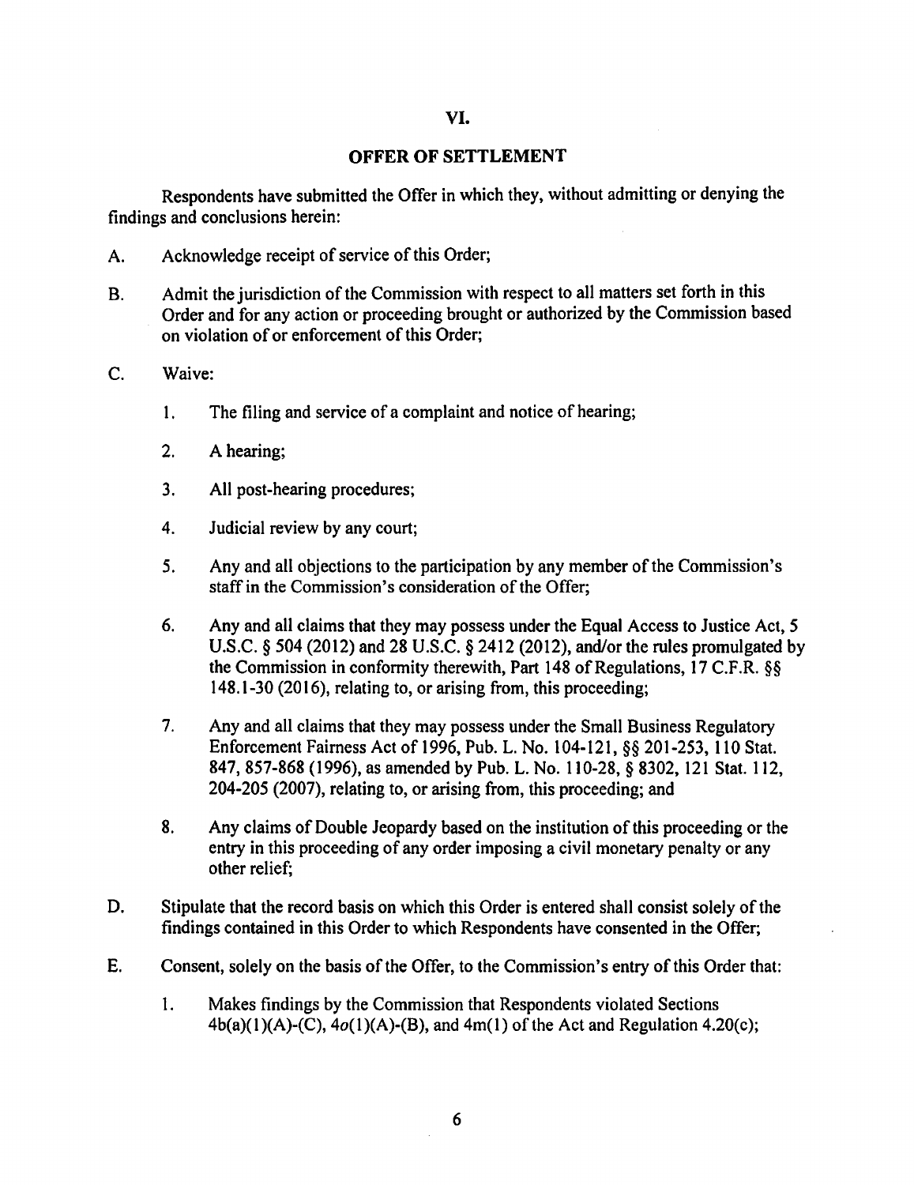## VI.

## OFFER OF SETTLEMENT

Respondents have submitted the Offer in which they, without admitting or denying the findings and conclusions herein:

A. Acknowledge receipt of service of this Order;

B. Admit the jurisdiction of the Commission with respect to all matters set forth in this Order and for any action or proceeding brought or authorized by the Commission based on violation of or enforcement of this Order;

C. Waive:

1. The filing and service of a complaint and notice of hearing;

2. A hearing;

3. All post-hearing procedures;

4. Judicial review by any court;

5. Any and all objections to the participation by any member of the Commission's staff in the Commission's consideration of the Offer;

6. Any and all claims that they may possess under the Equal Access to Justice Act, 5 U.S.C. § 504 (2012) and 28 U.S.C. § 2412 (2012), and/or the rules promulgated by the Commission in conformity therewith, Part 148 of Regulations, 17 C.F.R. §§ 148.1-30 (2016), relating to, or arising from, this proceeding;

7. Any and all claims that they may possess under the Small Business Regulatory Enforcement Fairness Act of 1996, Pub. L. No. 104-121, §§ 201-253, 110 Stat. 847, 857-868 (1996), as amended by Pub. L. No. 110-28, § 8302, 121 Stat. 112, 204-205 (2007), relating to, or arising from, this proceeding; and

8. Any claims of Double Jeopardy based on the institution of this proceeding or the entry in this proceeding of any order imposing a civil monetary penalty or any other relief;

D. Stipulate that the record basis on which this Order is entered shall consist solely of the findings contained in this Order to which Respondents have consented in the Offer;

E. Consent, solely on the basis of the Offer, to the Commission's entry of this Order that:

1. Makes findings by the Commission that Respondents violated Sections 4b(a)(1)(A)-(C), 4*o*(1)(A)-(B), and 4m(1) of the Act and Regulation 4.20(c);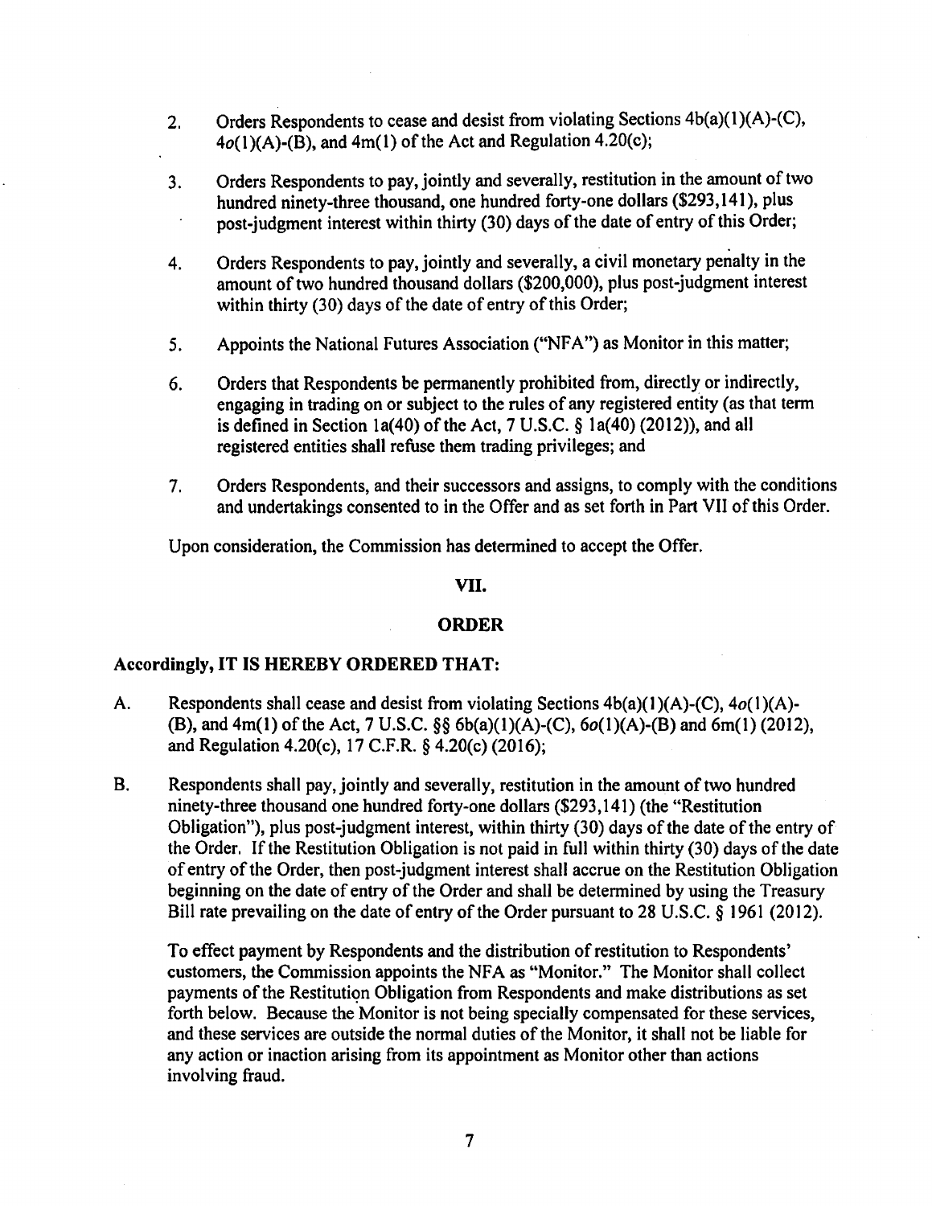2. Orders Respondents to cease and desist from violating Sections 4b(a)(1)(A)-(C), 4*o*(1)(A)-(B), and 4m(1) of the Act and Regulation 4.20(c);

3. Orders Respondents to pay, jointly and severally, restitution in the amount of two hundred ninety-three thousand, one hundred forty-one dollars ($293,141), plus post-judgment interest within thirty (30) days of the date of entry of this Order;

4. Orders Respondents to pay, jointly and severally, a civil monetary penalty in the amount of two hundred thousand dollars ($200,000), plus post-judgment interest within thirty (30) days of the date of entry of this Order;

5. Appoints the National Futures Association ("NFA") as Monitor in this matter;

6. Orders that Respondents be permanently prohibited from, directly or indirectly, engaging in trading on or subject to the rules of any registered entity (as that term is defined in Section 1a(40) of the Act, 7 U.S.C. § 1a(40) (2012)), and all registered entities shall refuse them trading privileges; and

7. Orders Respondents, and their successors and assigns, to comply with the conditions and undertakings consented to in the Offer and as set forth in Part VII of this Order.

Upon consideration, the Commission has determined to accept the Offer.

## VII.

## ORDER

**Accordingly, IT IS HEREBY ORDERED THAT:**

A. Respondents shall cease and desist from violating Sections 4b(a)(1)(A)-(C), 4*o*(1)(A)-(B), and 4m(1) of the Act, 7 U.S.C. §§ 6b(a)(1)(A)-(C), 6*o*(1)(A)-(B) and 6m(1) (2012), and Regulation 4.20(c), 17 C.F.R. § 4.20(c) (2016);

B. Respondents shall pay, jointly and severally, restitution in the amount of two hundred ninety-three thousand one hundred forty-one dollars ($293,141) (the "Restitution Obligation"), plus post-judgment interest, within thirty (30) days of the date of the entry of the Order. If the Restitution Obligation is not paid in full within thirty (30) days of the date of entry of the Order, then post-judgment interest shall accrue on the Restitution Obligation beginning on the date of entry of the Order and shall be determined by using the Treasury Bill rate prevailing on the date of entry of the Order pursuant to 28 U.S.C. § 1961 (2012).

   To effect payment by Respondents and the distribution of restitution to Respondents' customers, the Commission appoints the NFA as "Monitor." The Monitor shall collect payments of the Restitution Obligation from Respondents and make distributions as set forth below. Because the Monitor is not being specially compensated for these services, and these services are outside the normal duties of the Monitor, it shall not be liable for any action or inaction arising from its appointment as Monitor other than actions involving fraud.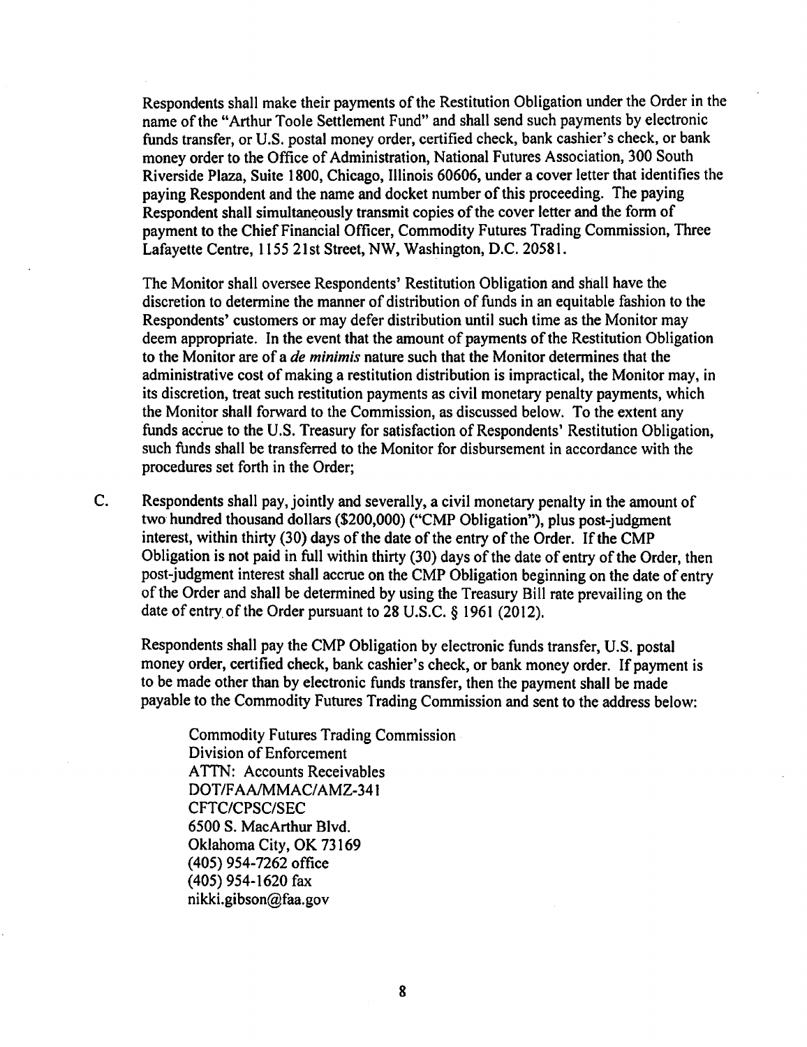Respondents shall make their payments of the Restitution Obligation under the Order in the name of the "Arthur Toole Settlement Fund" and shall send such payments by electronic funds transfer, or U.S. postal money order, certified check, bank cashier's check, or bank money order to the Office of Administration, National Futures Association, 300 South Riverside Plaza, Suite 1800, Chicago, Illinois 60606, under a cover letter that identifies the paying Respondent and the name and docket number of this proceeding. The paying Respondent shall simultaneously transmit copies of the cover letter and the form of payment to the Chief Financial Officer, Commodity Futures Trading Commission, Three Lafayette Centre, 1155 21st Street, NW, Washington, D.C. 20581.

The Monitor shall oversee Respondents' Restitution Obligation and shall have the discretion to determine the manner of distribution of funds in an equitable fashion to the Respondents' customers or may defer distribution until such time as the Monitor may deem appropriate. In the event that the amount of payments of the Restitution Obligation to the Monitor are of a *de minimis* nature such that the Monitor determines that the administrative cost of making a restitution distribution is impractical, the Monitor may, in its discretion, treat such restitution payments as civil monetary penalty payments, which the Monitor shall forward to the Commission, as discussed below. To the extent any funds accrue to the U.S. Treasury for satisfaction of Respondents' Restitution Obligation, such funds shall be transferred to the Monitor for disbursement in accordance with the procedures set forth in the Order;

C. Respondents shall pay, jointly and severally, a civil monetary penalty in the amount of two hundred thousand dollars ($200,000) ("CMP Obligation"), plus post-judgment interest, within thirty (30) days of the date of the entry of the Order. If the CMP Obligation is not paid in full within thirty (30) days of the date of entry of the Order, then post-judgment interest shall accrue on the CMP Obligation beginning on the date of entry of the Order and shall be determined by using the Treasury Bill rate prevailing on the date of entry of the Order pursuant to 28 U.S.C. § 1961 (2012).

Respondents shall pay the CMP Obligation by electronic funds transfer, U.S. postal money order, certified check, bank cashier's check, or bank money order. If payment is to be made other than by electronic funds transfer, then the payment shall be made payable to the Commodity Futures Trading Commission and sent to the address below:

Commodity Futures Trading Commission
Division of Enforcement
ATTN: Accounts Receivables
DOT/FAA/MMAC/AMZ-341
CFTC/CPSC/SEC
6500 S. MacArthur Blvd.
Oklahoma City, OK 73169
(405) 954-7262 office
(405) 954-1620 fax
nikki.gibson@faa.gov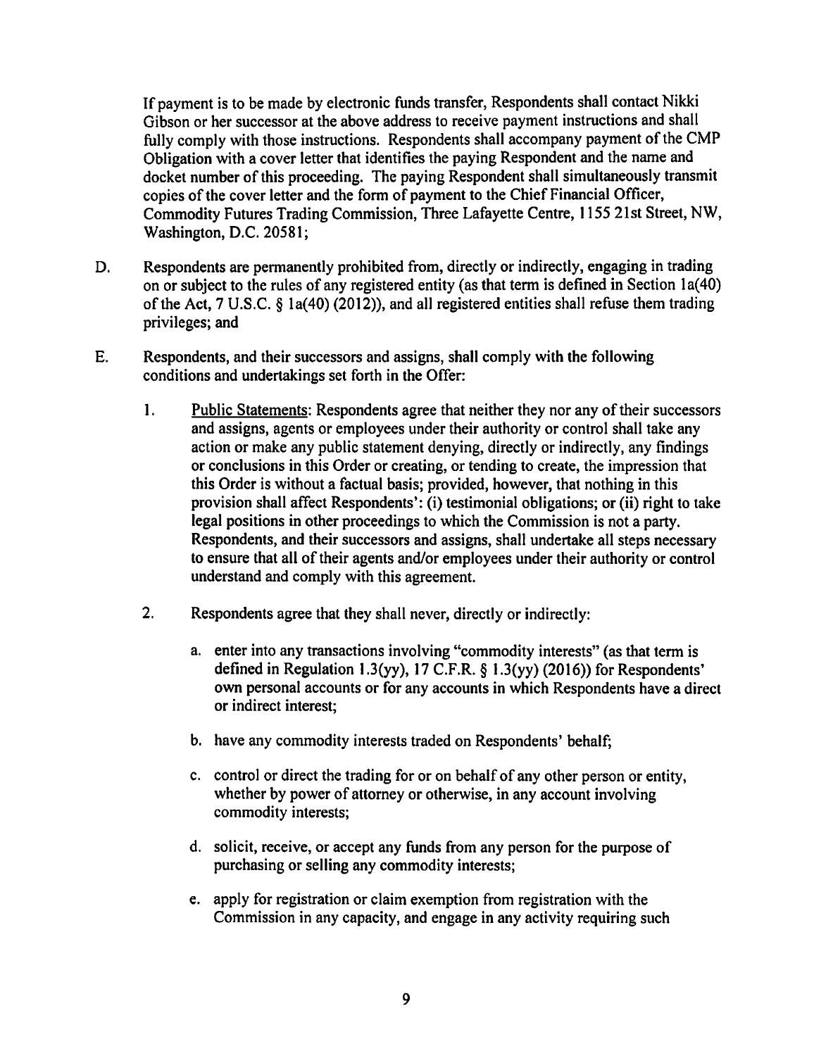If payment is to be made by electronic funds transfer, Respondents shall contact Nikki Gibson or her successor at the above address to receive payment instructions and shall fully comply with those instructions. Respondents shall accompany payment of the CMP Obligation with a cover letter that identifies the paying Respondent and the name and docket number of this proceeding. The paying Respondent shall simultaneously transmit copies of the cover letter and the form of payment to the Chief Financial Officer, Commodity Futures Trading Commission, Three Lafayette Centre, 1155 21st Street, NW, Washington, D.C. 20581;

D. Respondents are permanently prohibited from, directly or indirectly, engaging in trading on or subject to the rules of any registered entity (as that term is defined in Section 1a(40) of the Act, 7 U.S.C. § 1a(40) (2012)), and all registered entities shall refuse them trading privileges; and

E. Respondents, and their successors and assigns, shall comply with the following conditions and undertakings set forth in the Offer:

1. <u>Public Statements</u>: Respondents agree that neither they nor any of their successors and assigns, agents or employees under their authority or control shall take any action or make any public statement denying, directly or indirectly, any findings or conclusions in this Order or creating, or tending to create, the impression that this Order is without a factual basis; provided, however, that nothing in this provision shall affect Respondents': (i) testimonial obligations; or (ii) right to take legal positions in other proceedings to which the Commission is not a party. Respondents, and their successors and assigns, shall undertake all steps necessary to ensure that all of their agents and/or employees under their authority or control understand and comply with this agreement.

2. Respondents agree that they shall never, directly or indirectly:

   a. enter into any transactions involving "commodity interests" (as that term is defined in Regulation 1.3(yy), 17 C.F.R. § 1.3(yy) (2016)) for Respondents' own personal accounts or for any accounts in which Respondents have a direct or indirect interest;

   b. have any commodity interests traded on Respondents' behalf;

   c. control or direct the trading for or on behalf of any other person or entity, whether by power of attorney or otherwise, in any account involving commodity interests;

   d. solicit, receive, or accept any funds from any person for the purpose of purchasing or selling any commodity interests;

   e. apply for registration or claim exemption from registration with the Commission in any capacity, and engage in any activity requiring such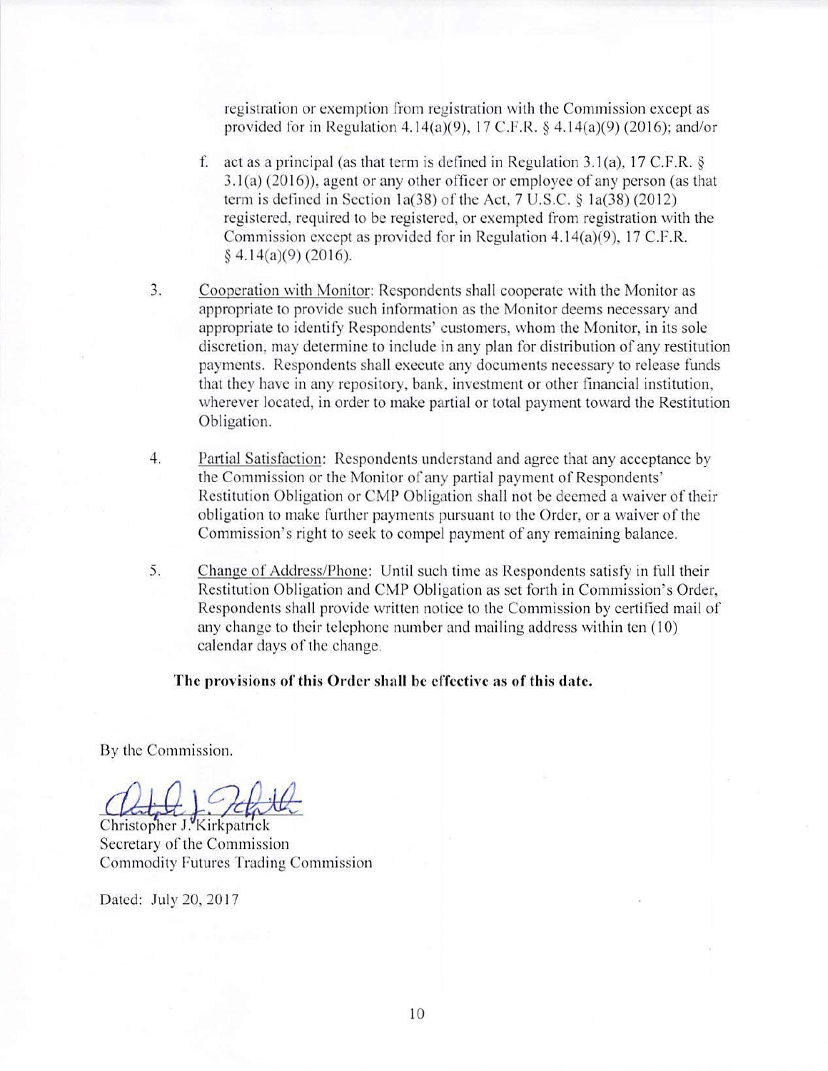registration or exemption from registration with the Commission except as provided for in Regulation 4.14(a)(9), 17 C.F.R. § 4.14(a)(9) (2016); and/or

f. act as a principal (as that term is defined in Regulation 3.1(a), 17 C.F.R. § 3.1(a) (2016)), agent or any other officer or employee of any person (as that term is defined in Section 1a(38) of the Act, 7 U.S.C. § 1a(38) (2012) registered, required to be registered, or exempted from registration with the Commission except as provided for in Regulation 4.14(a)(9), 17 C.F.R. § 4.14(a)(9) (2016).

3. Cooperation with Monitor: Respondents shall cooperate with the Monitor as appropriate to provide such information as the Monitor deems necessary and appropriate to identify Respondents' customers, whom the Monitor, in its sole discretion, may determine to include in any plan for distribution of any restitution payments. Respondents shall execute any documents necessary to release funds that they have in any repository, bank, investment or other financial institution, wherever located, in order to make partial or total payment toward the Restitution Obligation.

4. Partial Satisfaction: Respondents understand and agree that any acceptance by the Commission or the Monitor of any partial payment of Respondents' Restitution Obligation or CMP Obligation shall not be deemed a waiver of their obligation to make further payments pursuant to the Order, or a waiver of the Commission's right to seek to compel payment of any remaining balance.

5. Change of Address/Phone: Until such time as Respondents satisfy in full their Restitution Obligation and CMP Obligation as set forth in Commission's Order, Respondents shall provide written notice to the Commission by certified mail of any change to their telephone number and mailing address within ten (10) calendar days of the change.

**The provisions of this Order shall be effective as of this date.**

By the Commission.

Christopher J. Kirkpatrick
Secretary of the Commission
Commodity Futures Trading Commission

Dated: July 20, 2017